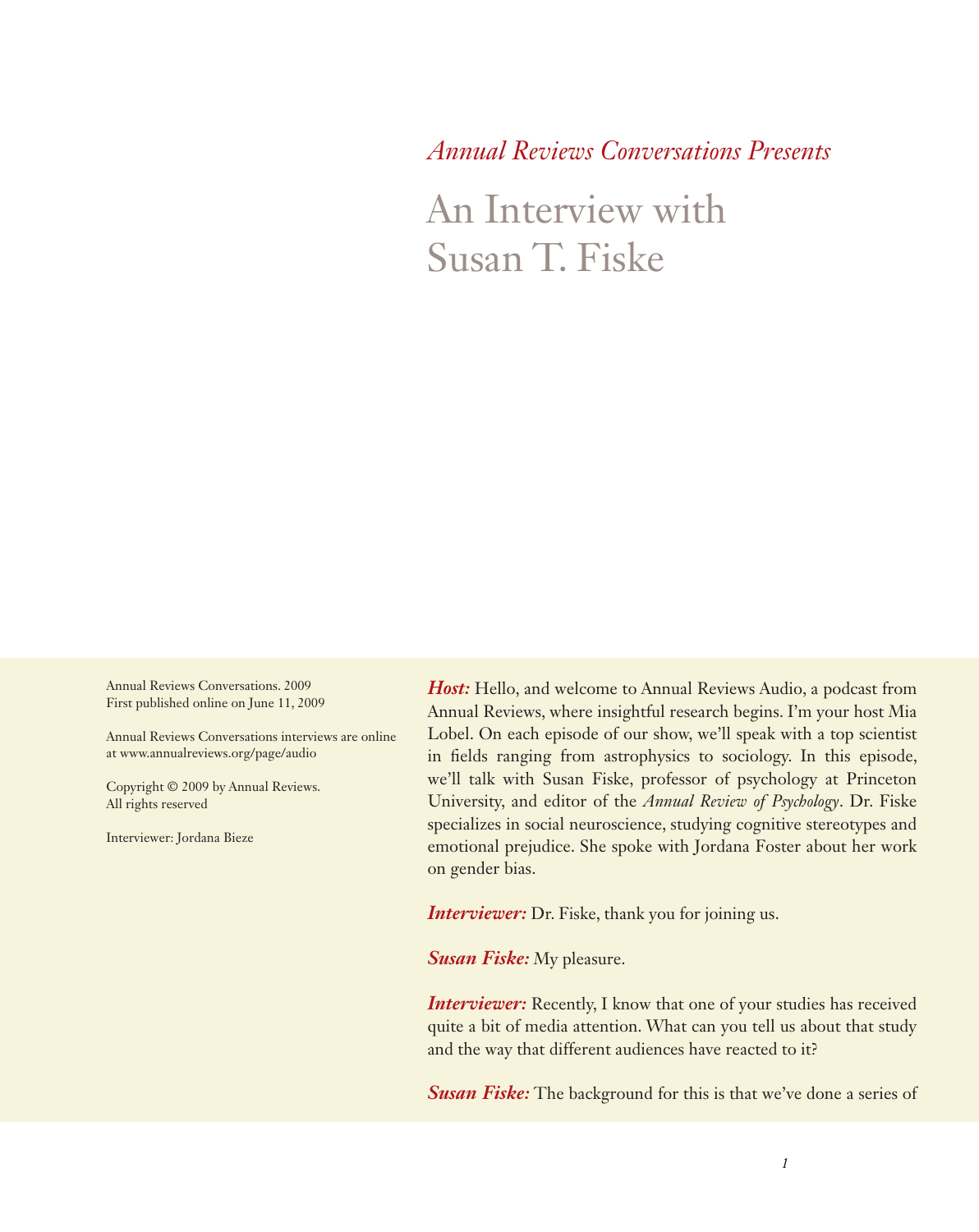*Annual Reviews Conversations Presents*

# An Interview with Susan T. Fiske

Annual Reviews Conversations. 2009
First published online on June 11, 2009

Annual Reviews Conversations interviews are online at www.annualreviews.org/page/audio

Copyright © 2009 by Annual Reviews.
All rights reserved

Interviewer: Jordana Bieze

***Host:*** Hello, and welcome to Annual Reviews Audio, a podcast from Annual Reviews, where insightful research begins. I'm your host Mia Lobel. On each episode of our show, we'll speak with a top scientist in fields ranging from astrophysics to sociology. In this episode, we'll talk with Susan Fiske, professor of psychology at Princeton University, and editor of the *Annual Review of Psychology*. Dr. Fiske specializes in social neuroscience, studying cognitive stereotypes and emotional prejudice. She spoke with Jordana Foster about her work on gender bias.

***Interviewer:*** Dr. Fiske, thank you for joining us.

***Susan Fiske:*** My pleasure.

***Interviewer:*** Recently, I know that one of your studies has received quite a bit of media attention. What can you tell us about that study and the way that different audiences have reacted to it?

***Susan Fiske:*** The background for this is that we've done a series of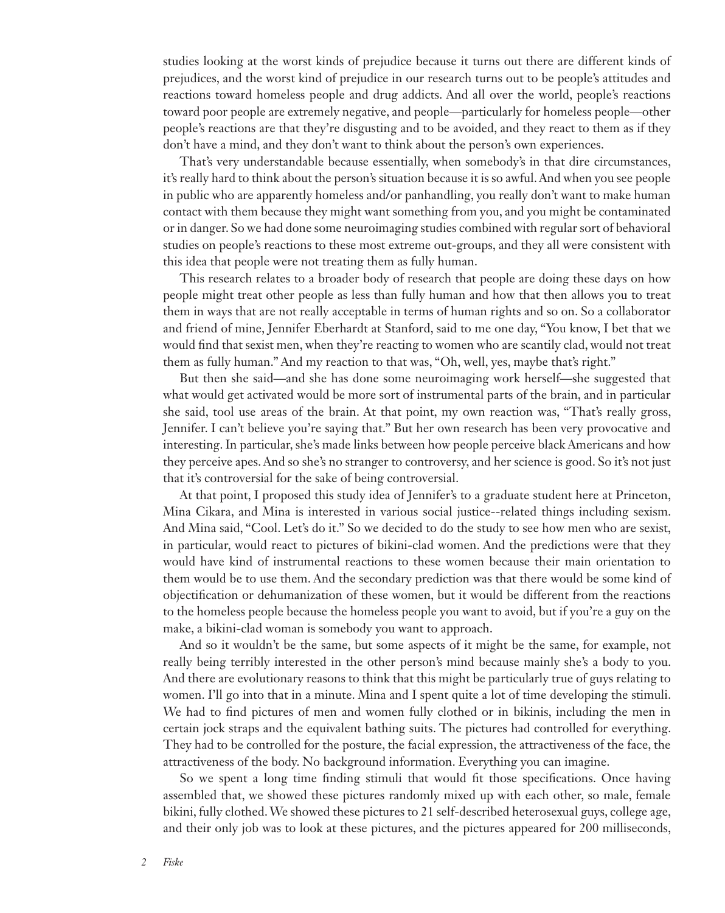studies looking at the worst kinds of prejudice because it turns out there are different kinds of prejudices, and the worst kind of prejudice in our research turns out to be people's attitudes and reactions toward homeless people and drug addicts. And all over the world, people's reactions toward poor people are extremely negative, and people—particularly for homeless people—other people's reactions are that they're disgusting and to be avoided, and they react to them as if they don't have a mind, and they don't want to think about the person's own experiences.

That's very understandable because essentially, when somebody's in that dire circumstances, it's really hard to think about the person's situation because it is so awful. And when you see people in public who are apparently homeless and/or panhandling, you really don't want to make human contact with them because they might want something from you, and you might be contaminated or in danger. So we had done some neuroimaging studies combined with regular sort of behavioral studies on people's reactions to these most extreme out-groups, and they all were consistent with this idea that people were not treating them as fully human.

This research relates to a broader body of research that people are doing these days on how people might treat other people as less than fully human and how that then allows you to treat them in ways that are not really acceptable in terms of human rights and so on. So a collaborator and friend of mine, Jennifer Eberhardt at Stanford, said to me one day, "You know, I bet that we would find that sexist men, when they're reacting to women who are scantily clad, would not treat them as fully human." And my reaction to that was, "Oh, well, yes, maybe that's right."

But then she said—and she has done some neuroimaging work herself—she suggested that what would get activated would be more sort of instrumental parts of the brain, and in particular she said, tool use areas of the brain. At that point, my own reaction was, "That's really gross, Jennifer. I can't believe you're saying that." But her own research has been very provocative and interesting. In particular, she's made links between how people perceive black Americans and how they perceive apes. And so she's no stranger to controversy, and her science is good. So it's not just that it's controversial for the sake of being controversial.

At that point, I proposed this study idea of Jennifer's to a graduate student here at Princeton, Mina Cikara, and Mina is interested in various social justice--related things including sexism. And Mina said, "Cool. Let's do it." So we decided to do the study to see how men who are sexist, in particular, would react to pictures of bikini-clad women. And the predictions were that they would have kind of instrumental reactions to these women because their main orientation to them would be to use them. And the secondary prediction was that there would be some kind of objectification or dehumanization of these women, but it would be different from the reactions to the homeless people because the homeless people you want to avoid, but if you're a guy on the make, a bikini-clad woman is somebody you want to approach.

And so it wouldn't be the same, but some aspects of it might be the same, for example, not really being terribly interested in the other person's mind because mainly she's a body to you. And there are evolutionary reasons to think that this might be particularly true of guys relating to women. I'll go into that in a minute. Mina and I spent quite a lot of time developing the stimuli. We had to find pictures of men and women fully clothed or in bikinis, including the men in certain jock straps and the equivalent bathing suits. The pictures had controlled for everything. They had to be controlled for the posture, the facial expression, the attractiveness of the face, the attractiveness of the body. No background information. Everything you can imagine.

So we spent a long time finding stimuli that would fit those specifications. Once having assembled that, we showed these pictures randomly mixed up with each other, so male, female bikini, fully clothed. We showed these pictures to 21 self-described heterosexual guys, college age, and their only job was to look at these pictures, and the pictures appeared for 200 milliseconds,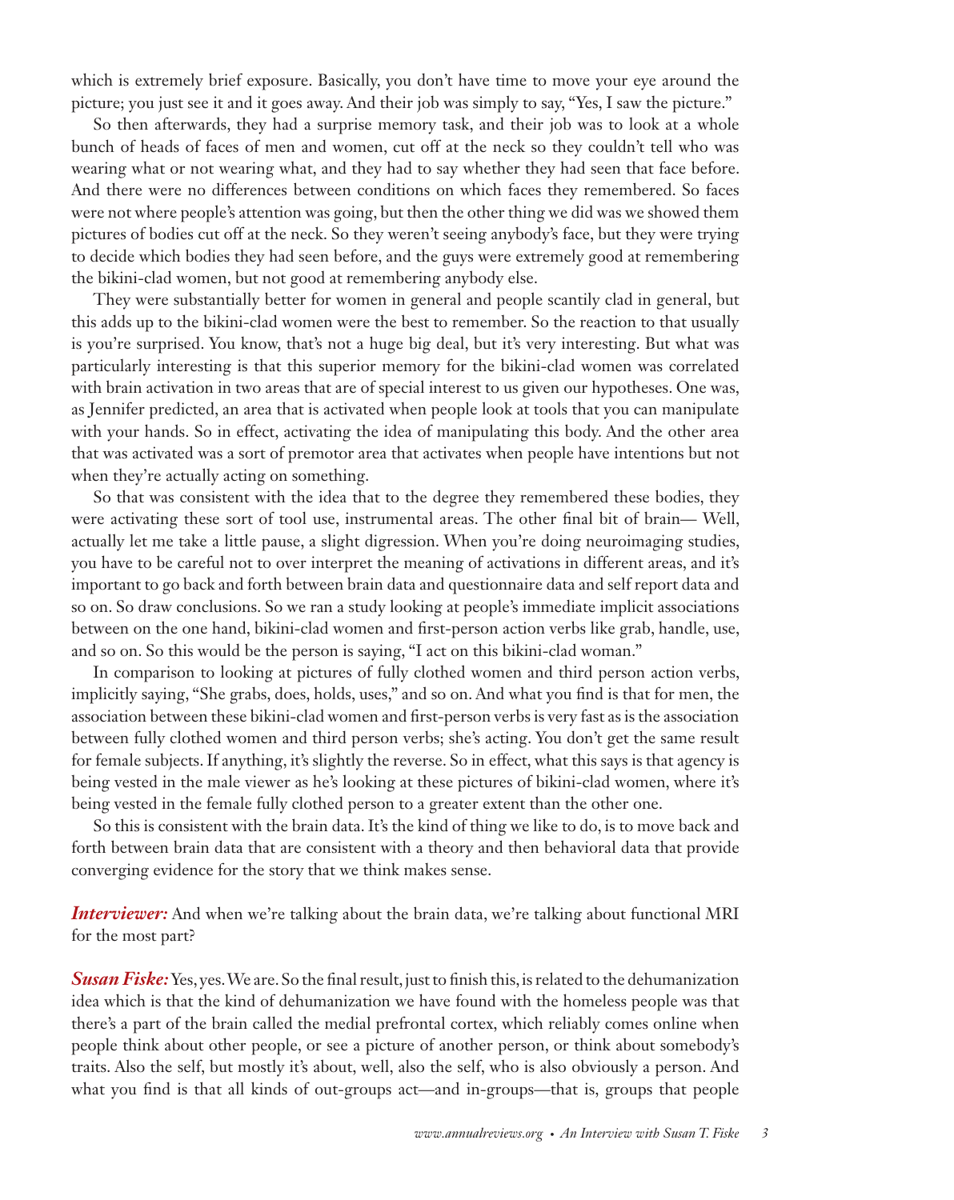which is extremely brief exposure. Basically, you don't have time to move your eye around the picture; you just see it and it goes away. And their job was simply to say, "Yes, I saw the picture."

So then afterwards, they had a surprise memory task, and their job was to look at a whole bunch of heads of faces of men and women, cut off at the neck so they couldn't tell who was wearing what or not wearing what, and they had to say whether they had seen that face before. And there were no differences between conditions on which faces they remembered. So faces were not where people's attention was going, but then the other thing we did was we showed them pictures of bodies cut off at the neck. So they weren't seeing anybody's face, but they were trying to decide which bodies they had seen before, and the guys were extremely good at remembering the bikini-clad women, but not good at remembering anybody else.

They were substantially better for women in general and people scantily clad in general, but this adds up to the bikini-clad women were the best to remember. So the reaction to that usually is you're surprised. You know, that's not a huge big deal, but it's very interesting. But what was particularly interesting is that this superior memory for the bikini-clad women was correlated with brain activation in two areas that are of special interest to us given our hypotheses. One was, as Jennifer predicted, an area that is activated when people look at tools that you can manipulate with your hands. So in effect, activating the idea of manipulating this body. And the other area that was activated was a sort of premotor area that activates when people have intentions but not when they're actually acting on something.

So that was consistent with the idea that to the degree they remembered these bodies, they were activating these sort of tool use, instrumental areas. The other final bit of brain— Well, actually let me take a little pause, a slight digression. When you're doing neuroimaging studies, you have to be careful not to over interpret the meaning of activations in different areas, and it's important to go back and forth between brain data and questionnaire data and self report data and so on. So draw conclusions. So we ran a study looking at people's immediate implicit associations between on the one hand, bikini-clad women and first-person action verbs like grab, handle, use, and so on. So this would be the person is saying, "I act on this bikini-clad woman."

In comparison to looking at pictures of fully clothed women and third person action verbs, implicitly saying, "She grabs, does, holds, uses," and so on. And what you find is that for men, the association between these bikini-clad women and first-person verbs is very fast as is the association between fully clothed women and third person verbs; she's acting. You don't get the same result for female subjects. If anything, it's slightly the reverse. So in effect, what this says is that agency is being vested in the male viewer as he's looking at these pictures of bikini-clad women, where it's being vested in the female fully clothed person to a greater extent than the other one.

So this is consistent with the brain data. It's the kind of thing we like to do, is to move back and forth between brain data that are consistent with a theory and then behavioral data that provide converging evidence for the story that we think makes sense.

***Interviewer:*** And when we're talking about the brain data, we're talking about functional MRI for the most part?

***Susan Fiske:*** Yes, yes. We are. So the final result, just to finish this, is related to the dehumanization idea which is that the kind of dehumanization we have found with the homeless people was that there's a part of the brain called the medial prefrontal cortex, which reliably comes online when people think about other people, or see a picture of another person, or think about somebody's traits. Also the self, but mostly it's about, well, also the self, who is also obviously a person. And what you find is that all kinds of out-groups act—and in-groups—that is, groups that people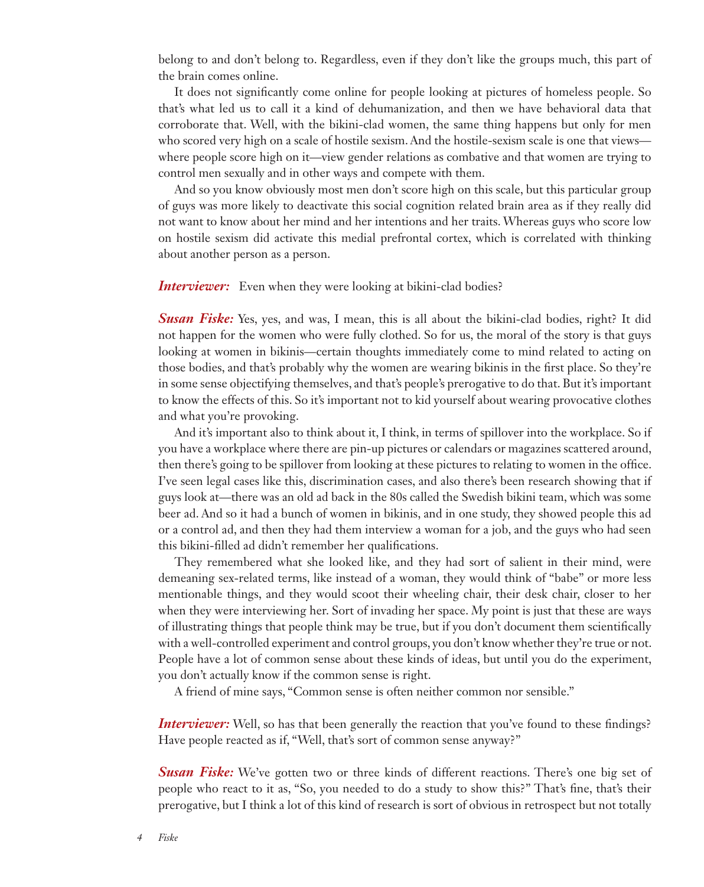belong to and don't belong to. Regardless, even if they don't like the groups much, this part of the brain comes online.

It does not significantly come online for people looking at pictures of homeless people. So that's what led us to call it a kind of dehumanization, and then we have behavioral data that corroborate that. Well, with the bikini-clad women, the same thing happens but only for men who scored very high on a scale of hostile sexism. And the hostile-sexism scale is one that views—where people score high on it—view gender relations as combative and that women are trying to control men sexually and in other ways and compete with them.

And so you know obviously most men don't score high on this scale, but this particular group of guys was more likely to deactivate this social cognition related brain area as if they really did not want to know about her mind and her intentions and her traits. Whereas guys who score low on hostile sexism did activate this medial prefrontal cortex, which is correlated with thinking about another person as a person.

***Interviewer:*** Even when they were looking at bikini-clad bodies?

***Susan Fiske:*** Yes, yes, and was, I mean, this is all about the bikini-clad bodies, right? It did not happen for the women who were fully clothed. So for us, the moral of the story is that guys looking at women in bikinis—certain thoughts immediately come to mind related to acting on those bodies, and that's probably why the women are wearing bikinis in the first place. So they're in some sense objectifying themselves, and that's people's prerogative to do that. But it's important to know the effects of this. So it's important not to kid yourself about wearing provocative clothes and what you're provoking.

And it's important also to think about it, I think, in terms of spillover into the workplace. So if you have a workplace where there are pin-up pictures or calendars or magazines scattered around, then there's going to be spillover from looking at these pictures to relating to women in the office. I've seen legal cases like this, discrimination cases, and also there's been research showing that if guys look at—there was an old ad back in the 80s called the Swedish bikini team, which was some beer ad. And so it had a bunch of women in bikinis, and in one study, they showed people this ad or a control ad, and then they had them interview a woman for a job, and the guys who had seen this bikini-filled ad didn't remember her qualifications.

They remembered what she looked like, and they had sort of salient in their mind, were demeaning sex-related terms, like instead of a woman, they would think of "babe" or more less mentionable things, and they would scoot their wheeling chair, their desk chair, closer to her when they were interviewing her. Sort of invading her space. My point is just that these are ways of illustrating things that people think may be true, but if you don't document them scientifically with a well-controlled experiment and control groups, you don't know whether they're true or not. People have a lot of common sense about these kinds of ideas, but until you do the experiment, you don't actually know if the common sense is right.

A friend of mine says, "Common sense is often neither common nor sensible."

***Interviewer:*** Well, so has that been generally the reaction that you've found to these findings? Have people reacted as if, "Well, that's sort of common sense anyway?"

***Susan Fiske:*** We've gotten two or three kinds of different reactions. There's one big set of people who react to it as, "So, you needed to do a study to show this?" That's fine, that's their prerogative, but I think a lot of this kind of research is sort of obvious in retrospect but not totally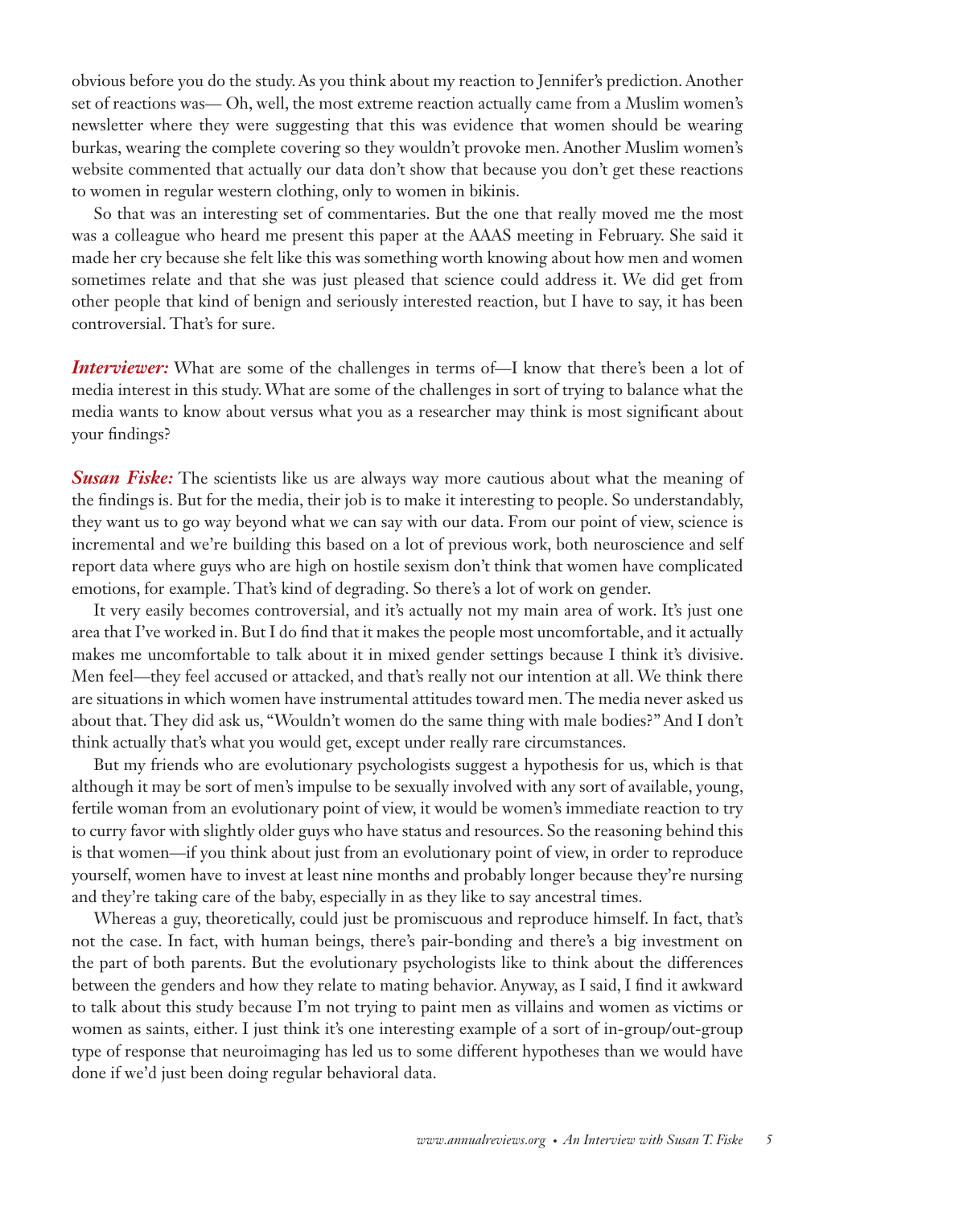obvious before you do the study. As you think about my reaction to Jennifer's prediction. Another set of reactions was— Oh, well, the most extreme reaction actually came from a Muslim women's newsletter where they were suggesting that this was evidence that women should be wearing burkas, wearing the complete covering so they wouldn't provoke men. Another Muslim women's website commented that actually our data don't show that because you don't get these reactions to women in regular western clothing, only to women in bikinis.

So that was an interesting set of commentaries. But the one that really moved me the most was a colleague who heard me present this paper at the AAAS meeting in February. She said it made her cry because she felt like this was something worth knowing about how men and women sometimes relate and that she was just pleased that science could address it. We did get from other people that kind of benign and seriously interested reaction, but I have to say, it has been controversial. That's for sure.

***Interviewer:*** What are some of the challenges in terms of—I know that there's been a lot of media interest in this study. What are some of the challenges in sort of trying to balance what the media wants to know about versus what you as a researcher may think is most significant about your findings?

***Susan Fiske:*** The scientists like us are always way more cautious about what the meaning of the findings is. But for the media, their job is to make it interesting to people. So understandably, they want us to go way beyond what we can say with our data. From our point of view, science is incremental and we're building this based on a lot of previous work, both neuroscience and self report data where guys who are high on hostile sexism don't think that women have complicated emotions, for example. That's kind of degrading. So there's a lot of work on gender.

It very easily becomes controversial, and it's actually not my main area of work. It's just one area that I've worked in. But I do find that it makes the people most uncomfortable, and it actually makes me uncomfortable to talk about it in mixed gender settings because I think it's divisive. Men feel—they feel accused or attacked, and that's really not our intention at all. We think there are situations in which women have instrumental attitudes toward men. The media never asked us about that. They did ask us, "Wouldn't women do the same thing with male bodies?" And I don't think actually that's what you would get, except under really rare circumstances.

But my friends who are evolutionary psychologists suggest a hypothesis for us, which is that although it may be sort of men's impulse to be sexually involved with any sort of available, young, fertile woman from an evolutionary point of view, it would be women's immediate reaction to try to curry favor with slightly older guys who have status and resources. So the reasoning behind this is that women—if you think about just from an evolutionary point of view, in order to reproduce yourself, women have to invest at least nine months and probably longer because they're nursing and they're taking care of the baby, especially in as they like to say ancestral times.

Whereas a guy, theoretically, could just be promiscuous and reproduce himself. In fact, that's not the case. In fact, with human beings, there's pair-bonding and there's a big investment on the part of both parents. But the evolutionary psychologists like to think about the differences between the genders and how they relate to mating behavior. Anyway, as I said, I find it awkward to talk about this study because I'm not trying to paint men as villains and women as victims or women as saints, either. I just think it's one interesting example of a sort of in-group/out-group type of response that neuroimaging has led us to some different hypotheses than we would have done if we'd just been doing regular behavioral data.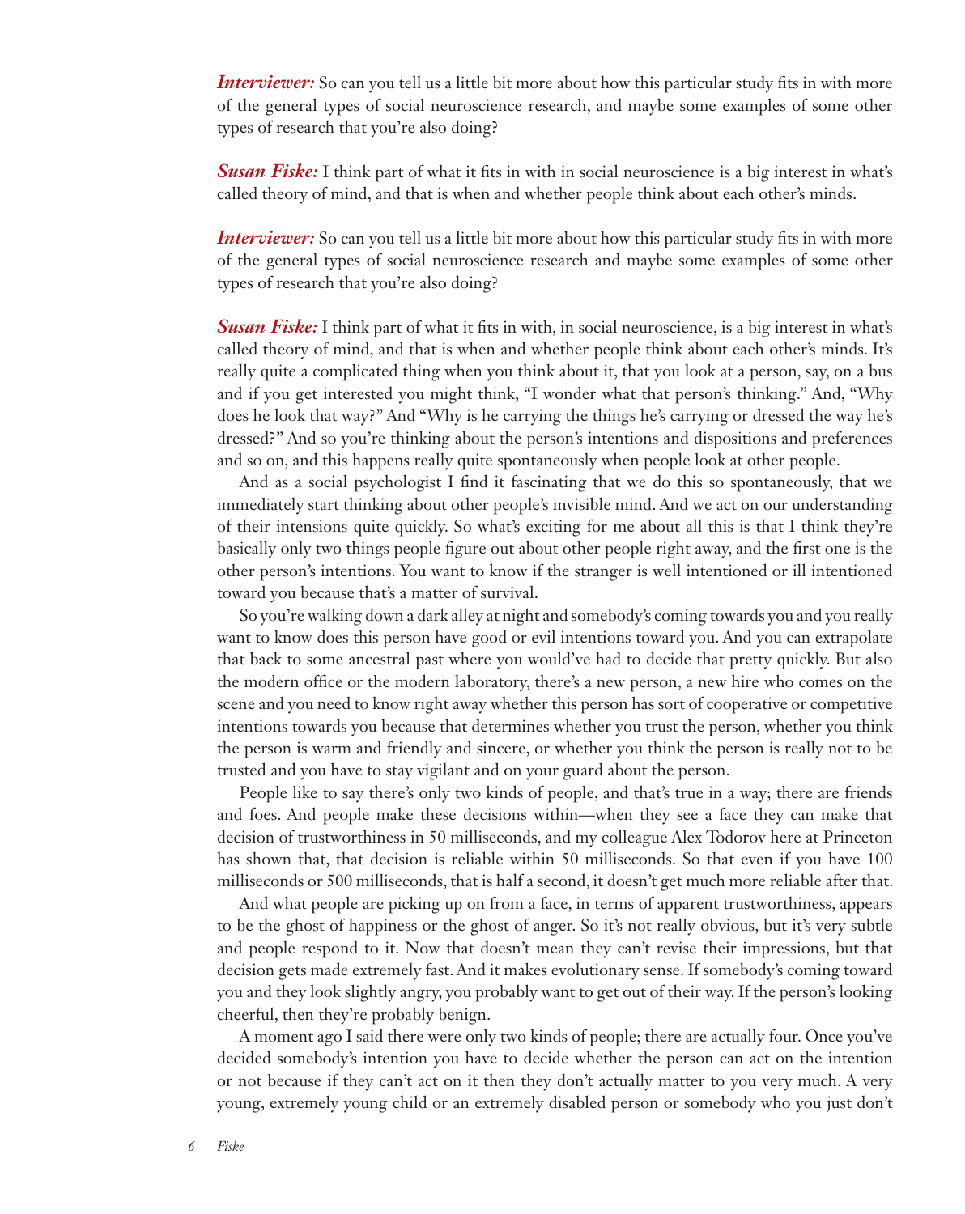***Interviewer:*** So can you tell us a little bit more about how this particular study fits in with more of the general types of social neuroscience research, and maybe some examples of some other types of research that you're also doing?

***Susan Fiske:*** I think part of what it fits in with in social neuroscience is a big interest in what's called theory of mind, and that is when and whether people think about each other's minds.

***Interviewer:*** So can you tell us a little bit more about how this particular study fits in with more of the general types of social neuroscience research and maybe some examples of some other types of research that you're also doing?

***Susan Fiske:*** I think part of what it fits in with, in social neuroscience, is a big interest in what's called theory of mind, and that is when and whether people think about each other's minds. It's really quite a complicated thing when you think about it, that you look at a person, say, on a bus and if you get interested you might think, "I wonder what that person's thinking." And, "Why does he look that way?" And "Why is he carrying the things he's carrying or dressed the way he's dressed?" And so you're thinking about the person's intentions and dispositions and preferences and so on, and this happens really quite spontaneously when people look at other people.

And as a social psychologist I find it fascinating that we do this so spontaneously, that we immediately start thinking about other people's invisible mind. And we act on our understanding of their intensions quite quickly. So what's exciting for me about all this is that I think they're basically only two things people figure out about other people right away, and the first one is the other person's intentions. You want to know if the stranger is well intentioned or ill intentioned toward you because that's a matter of survival.

So you're walking down a dark alley at night and somebody's coming towards you and you really want to know does this person have good or evil intentions toward you. And you can extrapolate that back to some ancestral past where you would've had to decide that pretty quickly. But also the modern office or the modern laboratory, there's a new person, a new hire who comes on the scene and you need to know right away whether this person has sort of cooperative or competitive intentions towards you because that determines whether you trust the person, whether you think the person is warm and friendly and sincere, or whether you think the person is really not to be trusted and you have to stay vigilant and on your guard about the person.

People like to say there's only two kinds of people, and that's true in a way; there are friends and foes. And people make these decisions within—when they see a face they can make that decision of trustworthiness in 50 milliseconds, and my colleague Alex Todorov here at Princeton has shown that, that decision is reliable within 50 milliseconds. So that even if you have 100 milliseconds or 500 milliseconds, that is half a second, it doesn't get much more reliable after that.

And what people are picking up on from a face, in terms of apparent trustworthiness, appears to be the ghost of happiness or the ghost of anger. So it's not really obvious, but it's very subtle and people respond to it. Now that doesn't mean they can't revise their impressions, but that decision gets made extremely fast. And it makes evolutionary sense. If somebody's coming toward you and they look slightly angry, you probably want to get out of their way. If the person's looking cheerful, then they're probably benign.

A moment ago I said there were only two kinds of people; there are actually four. Once you've decided somebody's intention you have to decide whether the person can act on the intention or not because if they can't act on it then they don't actually matter to you very much. A very young, extremely young child or an extremely disabled person or somebody who you just don't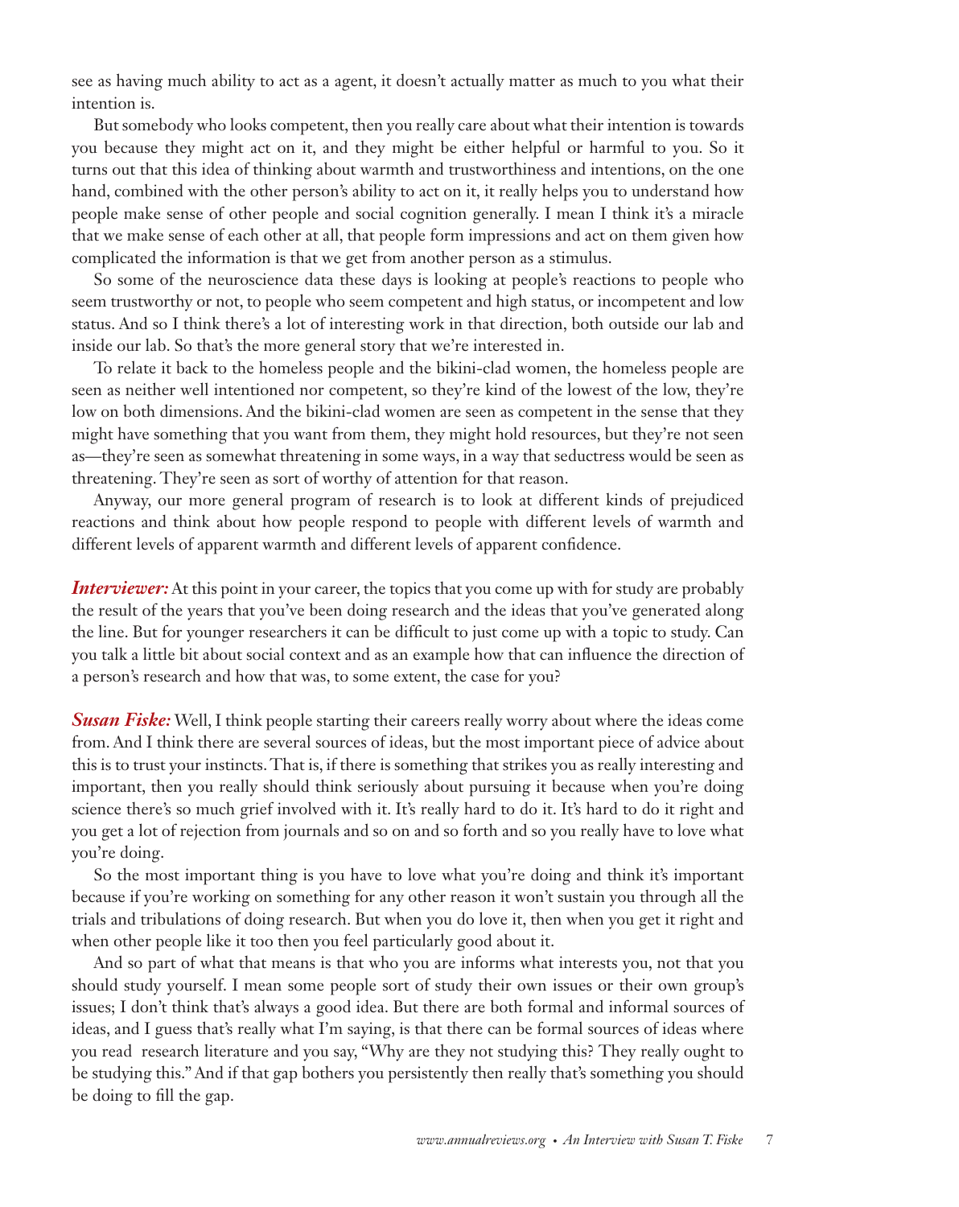see as having much ability to act as a agent, it doesn't actually matter as much to you what their intention is.

But somebody who looks competent, then you really care about what their intention is towards you because they might act on it, and they might be either helpful or harmful to you. So it turns out that this idea of thinking about warmth and trustworthiness and intentions, on the one hand, combined with the other person's ability to act on it, it really helps you to understand how people make sense of other people and social cognition generally. I mean I think it's a miracle that we make sense of each other at all, that people form impressions and act on them given how complicated the information is that we get from another person as a stimulus.

So some of the neuroscience data these days is looking at people's reactions to people who seem trustworthy or not, to people who seem competent and high status, or incompetent and low status. And so I think there's a lot of interesting work in that direction, both outside our lab and inside our lab. So that's the more general story that we're interested in.

To relate it back to the homeless people and the bikini-clad women, the homeless people are seen as neither well intentioned nor competent, so they're kind of the lowest of the low, they're low on both dimensions. And the bikini-clad women are seen as competent in the sense that they might have something that you want from them, they might hold resources, but they're not seen as—they're seen as somewhat threatening in some ways, in a way that seductress would be seen as threatening. They're seen as sort of worthy of attention for that reason.

Anyway, our more general program of research is to look at different kinds of prejudiced reactions and think about how people respond to people with different levels of warmth and different levels of apparent warmth and different levels of apparent confidence.

***Interviewer:*** At this point in your career, the topics that you come up with for study are probably the result of the years that you've been doing research and the ideas that you've generated along the line. But for younger researchers it can be difficult to just come up with a topic to study. Can you talk a little bit about social context and as an example how that can influence the direction of a person's research and how that was, to some extent, the case for you?

***Susan Fiske:*** Well, I think people starting their careers really worry about where the ideas come from. And I think there are several sources of ideas, but the most important piece of advice about this is to trust your instincts. That is, if there is something that strikes you as really interesting and important, then you really should think seriously about pursuing it because when you're doing science there's so much grief involved with it. It's really hard to do it. It's hard to do it right and you get a lot of rejection from journals and so on and so forth and so you really have to love what you're doing.

So the most important thing is you have to love what you're doing and think it's important because if you're working on something for any other reason it won't sustain you through all the trials and tribulations of doing research. But when you do love it, then when you get it right and when other people like it too then you feel particularly good about it.

And so part of what that means is that who you are informs what interests you, not that you should study yourself. I mean some people sort of study their own issues or their own group's issues; I don't think that's always a good idea. But there are both formal and informal sources of ideas, and I guess that's really what I'm saying, is that there can be formal sources of ideas where you read research literature and you say, "Why are they not studying this? They really ought to be studying this." And if that gap bothers you persistently then really that's something you should be doing to fill the gap.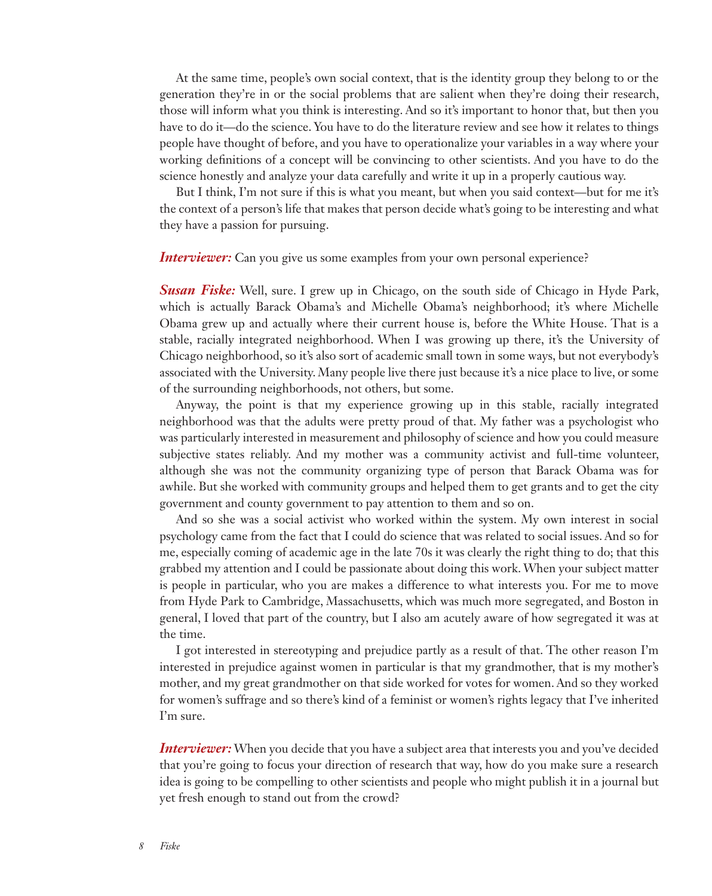At the same time, people's own social context, that is the identity group they belong to or the generation they're in or the social problems that are salient when they're doing their research, those will inform what you think is interesting. And so it's important to honor that, but then you have to do it—do the science. You have to do the literature review and see how it relates to things people have thought of before, and you have to operationalize your variables in a way where your working definitions of a concept will be convincing to other scientists. And you have to do the science honestly and analyze your data carefully and write it up in a properly cautious way.

But I think, I'm not sure if this is what you meant, but when you said context—but for me it's the context of a person's life that makes that person decide what's going to be interesting and what they have a passion for pursuing.

***Interviewer:*** Can you give us some examples from your own personal experience?

***Susan Fiske:*** Well, sure. I grew up in Chicago, on the south side of Chicago in Hyde Park, which is actually Barack Obama's and Michelle Obama's neighborhood; it's where Michelle Obama grew up and actually where their current house is, before the White House. That is a stable, racially integrated neighborhood. When I was growing up there, it's the University of Chicago neighborhood, so it's also sort of academic small town in some ways, but not everybody's associated with the University. Many people live there just because it's a nice place to live, or some of the surrounding neighborhoods, not others, but some.

Anyway, the point is that my experience growing up in this stable, racially integrated neighborhood was that the adults were pretty proud of that. My father was a psychologist who was particularly interested in measurement and philosophy of science and how you could measure subjective states reliably. And my mother was a community activist and full-time volunteer, although she was not the community organizing type of person that Barack Obama was for awhile. But she worked with community groups and helped them to get grants and to get the city government and county government to pay attention to them and so on.

And so she was a social activist who worked within the system. My own interest in social psychology came from the fact that I could do science that was related to social issues. And so for me, especially coming of academic age in the late 70s it was clearly the right thing to do; that this grabbed my attention and I could be passionate about doing this work. When your subject matter is people in particular, who you are makes a difference to what interests you. For me to move from Hyde Park to Cambridge, Massachusetts, which was much more segregated, and Boston in general, I loved that part of the country, but I also am acutely aware of how segregated it was at the time.

I got interested in stereotyping and prejudice partly as a result of that. The other reason I'm interested in prejudice against women in particular is that my grandmother, that is my mother's mother, and my great grandmother on that side worked for votes for women. And so they worked for women's suffrage and so there's kind of a feminist or women's rights legacy that I've inherited I'm sure.

***Interviewer:*** When you decide that you have a subject area that interests you and you've decided that you're going to focus your direction of research that way, how do you make sure a research idea is going to be compelling to other scientists and people who might publish it in a journal but yet fresh enough to stand out from the crowd?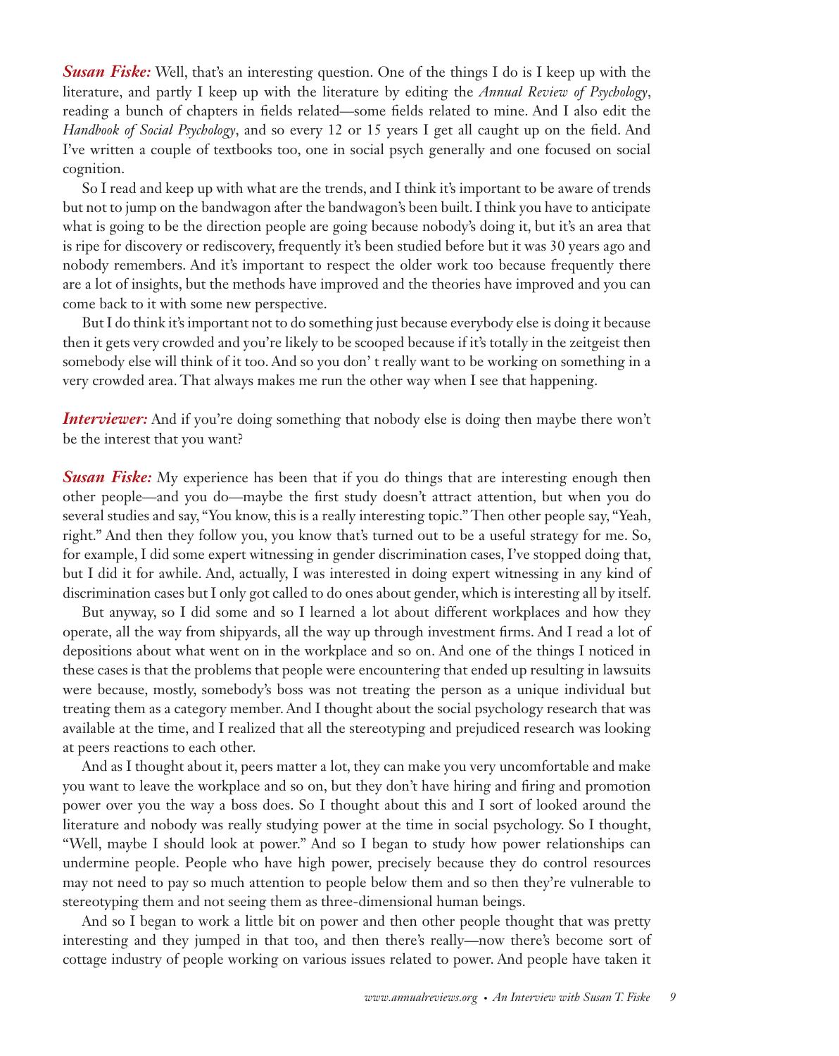***Susan Fiske:*** Well, that's an interesting question. One of the things I do is I keep up with the literature, and partly I keep up with the literature by editing the *Annual Review of Psychology*, reading a bunch of chapters in fields related—some fields related to mine. And I also edit the *Handbook of Social Psychology*, and so every 12 or 15 years I get all caught up on the field. And I've written a couple of textbooks too, one in social psych generally and one focused on social cognition.

So I read and keep up with what are the trends, and I think it's important to be aware of trends but not to jump on the bandwagon after the bandwagon's been built. I think you have to anticipate what is going to be the direction people are going because nobody's doing it, but it's an area that is ripe for discovery or rediscovery, frequently it's been studied before but it was 30 years ago and nobody remembers. And it's important to respect the older work too because frequently there are a lot of insights, but the methods have improved and the theories have improved and you can come back to it with some new perspective.

But I do think it's important not to do something just because everybody else is doing it because then it gets very crowded and you're likely to be scooped because if it's totally in the zeitgeist then somebody else will think of it too. And so you don' t really want to be working on something in a very crowded area. That always makes me run the other way when I see that happening.

***Interviewer:*** And if you're doing something that nobody else is doing then maybe there won't be the interest that you want?

***Susan Fiske:*** My experience has been that if you do things that are interesting enough then other people—and you do—maybe the first study doesn't attract attention, but when you do several studies and say, "You know, this is a really interesting topic." Then other people say, "Yeah, right." And then they follow you, you know that's turned out to be a useful strategy for me. So, for example, I did some expert witnessing in gender discrimination cases, I've stopped doing that, but I did it for awhile. And, actually, I was interested in doing expert witnessing in any kind of discrimination cases but I only got called to do ones about gender, which is interesting all by itself.

But anyway, so I did some and so I learned a lot about different workplaces and how they operate, all the way from shipyards, all the way up through investment firms. And I read a lot of depositions about what went on in the workplace and so on. And one of the things I noticed in these cases is that the problems that people were encountering that ended up resulting in lawsuits were because, mostly, somebody's boss was not treating the person as a unique individual but treating them as a category member. And I thought about the social psychology research that was available at the time, and I realized that all the stereotyping and prejudiced research was looking at peers reactions to each other.

And as I thought about it, peers matter a lot, they can make you very uncomfortable and make you want to leave the workplace and so on, but they don't have hiring and firing and promotion power over you the way a boss does. So I thought about this and I sort of looked around the literature and nobody was really studying power at the time in social psychology. So I thought, "Well, maybe I should look at power." And so I began to study how power relationships can undermine people. People who have high power, precisely because they do control resources may not need to pay so much attention to people below them and so then they're vulnerable to stereotyping them and not seeing them as three-dimensional human beings.

And so I began to work a little bit on power and then other people thought that was pretty interesting and they jumped in that too, and then there's really—now there's become sort of cottage industry of people working on various issues related to power. And people have taken it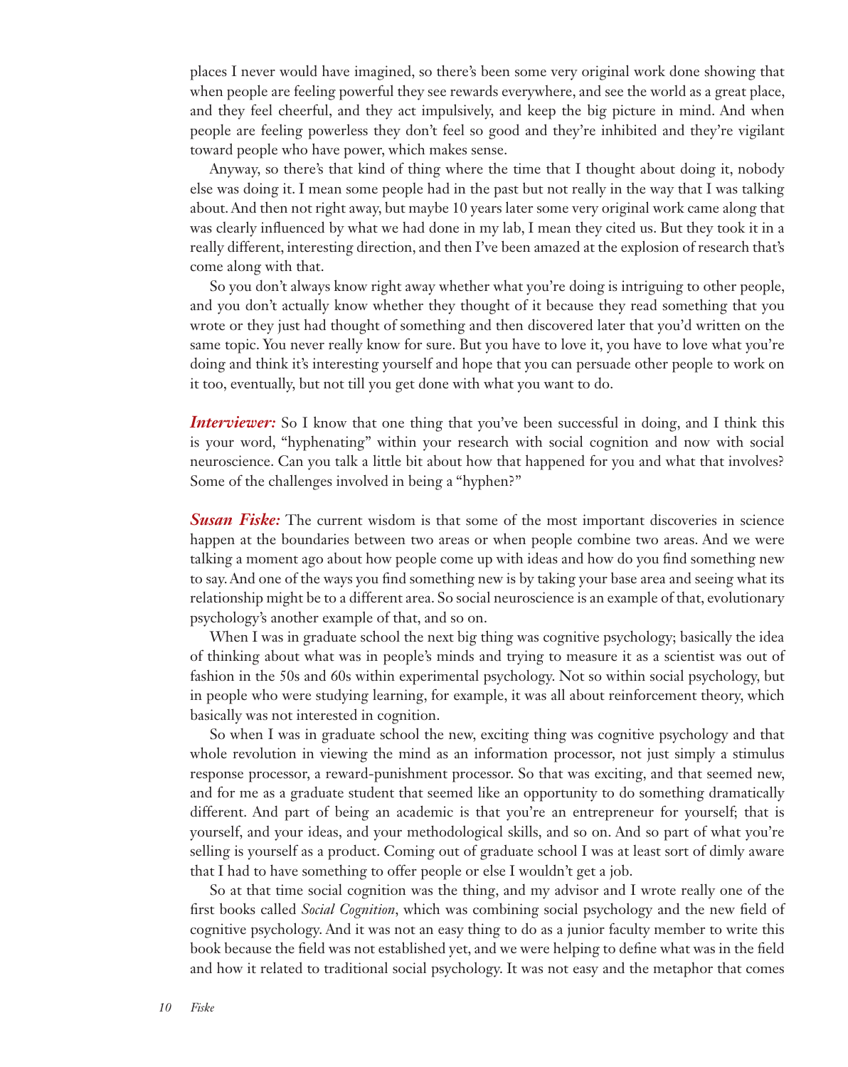places I never would have imagined, so there's been some very original work done showing that when people are feeling powerful they see rewards everywhere, and see the world as a great place, and they feel cheerful, and they act impulsively, and keep the big picture in mind. And when people are feeling powerless they don't feel so good and they're inhibited and they're vigilant toward people who have power, which makes sense.

Anyway, so there's that kind of thing where the time that I thought about doing it, nobody else was doing it. I mean some people had in the past but not really in the way that I was talking about. And then not right away, but maybe 10 years later some very original work came along that was clearly influenced by what we had done in my lab, I mean they cited us. But they took it in a really different, interesting direction, and then I've been amazed at the explosion of research that's come along with that.

So you don't always know right away whether what you're doing is intriguing to other people, and you don't actually know whether they thought of it because they read something that you wrote or they just had thought of something and then discovered later that you'd written on the same topic. You never really know for sure. But you have to love it, you have to love what you're doing and think it's interesting yourself and hope that you can persuade other people to work on it too, eventually, but not till you get done with what you want to do.

***Interviewer:*** So I know that one thing that you've been successful in doing, and I think this is your word, "hyphenating" within your research with social cognition and now with social neuroscience. Can you talk a little bit about how that happened for you and what that involves? Some of the challenges involved in being a "hyphen?"

***Susan Fiske:*** The current wisdom is that some of the most important discoveries in science happen at the boundaries between two areas or when people combine two areas. And we were talking a moment ago about how people come up with ideas and how do you find something new to say. And one of the ways you find something new is by taking your base area and seeing what its relationship might be to a different area. So social neuroscience is an example of that, evolutionary psychology's another example of that, and so on.

When I was in graduate school the next big thing was cognitive psychology; basically the idea of thinking about what was in people's minds and trying to measure it as a scientist was out of fashion in the 50s and 60s within experimental psychology. Not so within social psychology, but in people who were studying learning, for example, it was all about reinforcement theory, which basically was not interested in cognition.

So when I was in graduate school the new, exciting thing was cognitive psychology and that whole revolution in viewing the mind as an information processor, not just simply a stimulus response processor, a reward-punishment processor. So that was exciting, and that seemed new, and for me as a graduate student that seemed like an opportunity to do something dramatically different. And part of being an academic is that you're an entrepreneur for yourself; that is yourself, and your ideas, and your methodological skills, and so on. And so part of what you're selling is yourself as a product. Coming out of graduate school I was at least sort of dimly aware that I had to have something to offer people or else I wouldn't get a job.

So at that time social cognition was the thing, and my advisor and I wrote really one of the first books called *Social Cognition*, which was combining social psychology and the new field of cognitive psychology. And it was not an easy thing to do as a junior faculty member to write this book because the field was not established yet, and we were helping to define what was in the field and how it related to traditional social psychology. It was not easy and the metaphor that comes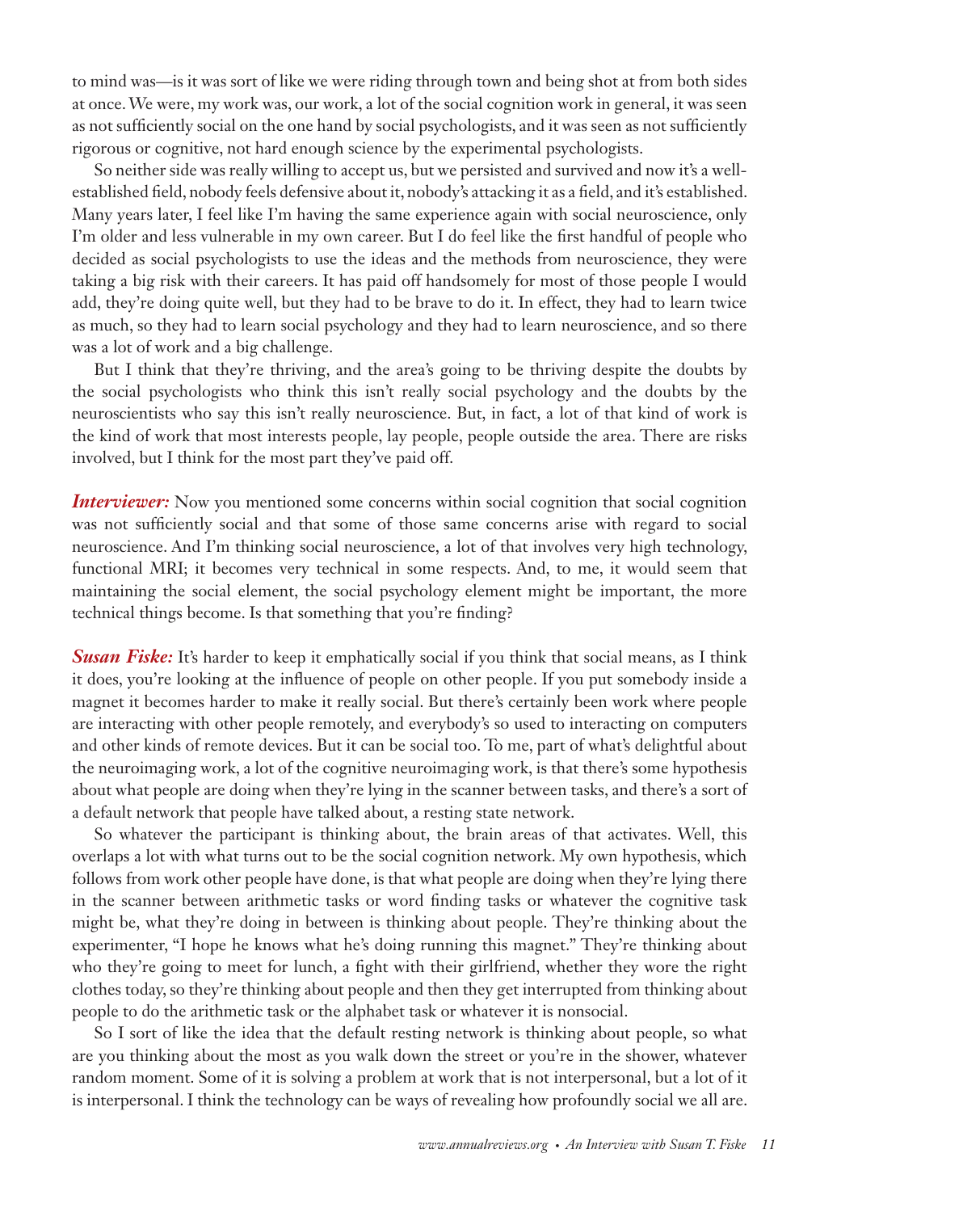to mind was—is it was sort of like we were riding through town and being shot at from both sides at once. We were, my work was, our work, a lot of the social cognition work in general, it was seen as not sufficiently social on the one hand by social psychologists, and it was seen as not sufficiently rigorous or cognitive, not hard enough science by the experimental psychologists.

So neither side was really willing to accept us, but we persisted and survived and now it's a well-established field, nobody feels defensive about it, nobody's attacking it as a field, and it's established. Many years later, I feel like I'm having the same experience again with social neuroscience, only I'm older and less vulnerable in my own career. But I do feel like the first handful of people who decided as social psychologists to use the ideas and the methods from neuroscience, they were taking a big risk with their careers. It has paid off handsomely for most of those people I would add, they're doing quite well, but they had to be brave to do it. In effect, they had to learn twice as much, so they had to learn social psychology and they had to learn neuroscience, and so there was a lot of work and a big challenge.

But I think that they're thriving, and the area's going to be thriving despite the doubts by the social psychologists who think this isn't really social psychology and the doubts by the neuroscientists who say this isn't really neuroscience. But, in fact, a lot of that kind of work is the kind of work that most interests people, lay people, people outside the area. There are risks involved, but I think for the most part they've paid off.

***Interviewer:*** Now you mentioned some concerns within social cognition that social cognition was not sufficiently social and that some of those same concerns arise with regard to social neuroscience. And I'm thinking social neuroscience, a lot of that involves very high technology, functional MRI; it becomes very technical in some respects. And, to me, it would seem that maintaining the social element, the social psychology element might be important, the more technical things become. Is that something that you're finding?

***Susan Fiske:*** It's harder to keep it emphatically social if you think that social means, as I think it does, you're looking at the influence of people on other people. If you put somebody inside a magnet it becomes harder to make it really social. But there's certainly been work where people are interacting with other people remotely, and everybody's so used to interacting on computers and other kinds of remote devices. But it can be social too. To me, part of what's delightful about the neuroimaging work, a lot of the cognitive neuroimaging work, is that there's some hypothesis about what people are doing when they're lying in the scanner between tasks, and there's a sort of a default network that people have talked about, a resting state network.

So whatever the participant is thinking about, the brain areas of that activates. Well, this overlaps a lot with what turns out to be the social cognition network. My own hypothesis, which follows from work other people have done, is that what people are doing when they're lying there in the scanner between arithmetic tasks or word finding tasks or whatever the cognitive task might be, what they're doing in between is thinking about people. They're thinking about the experimenter, "I hope he knows what he's doing running this magnet." They're thinking about who they're going to meet for lunch, a fight with their girlfriend, whether they wore the right clothes today, so they're thinking about people and then they get interrupted from thinking about people to do the arithmetic task or the alphabet task or whatever it is nonsocial.

So I sort of like the idea that the default resting network is thinking about people, so what are you thinking about the most as you walk down the street or you're in the shower, whatever random moment. Some of it is solving a problem at work that is not interpersonal, but a lot of it is interpersonal. I think the technology can be ways of revealing how profoundly social we all are.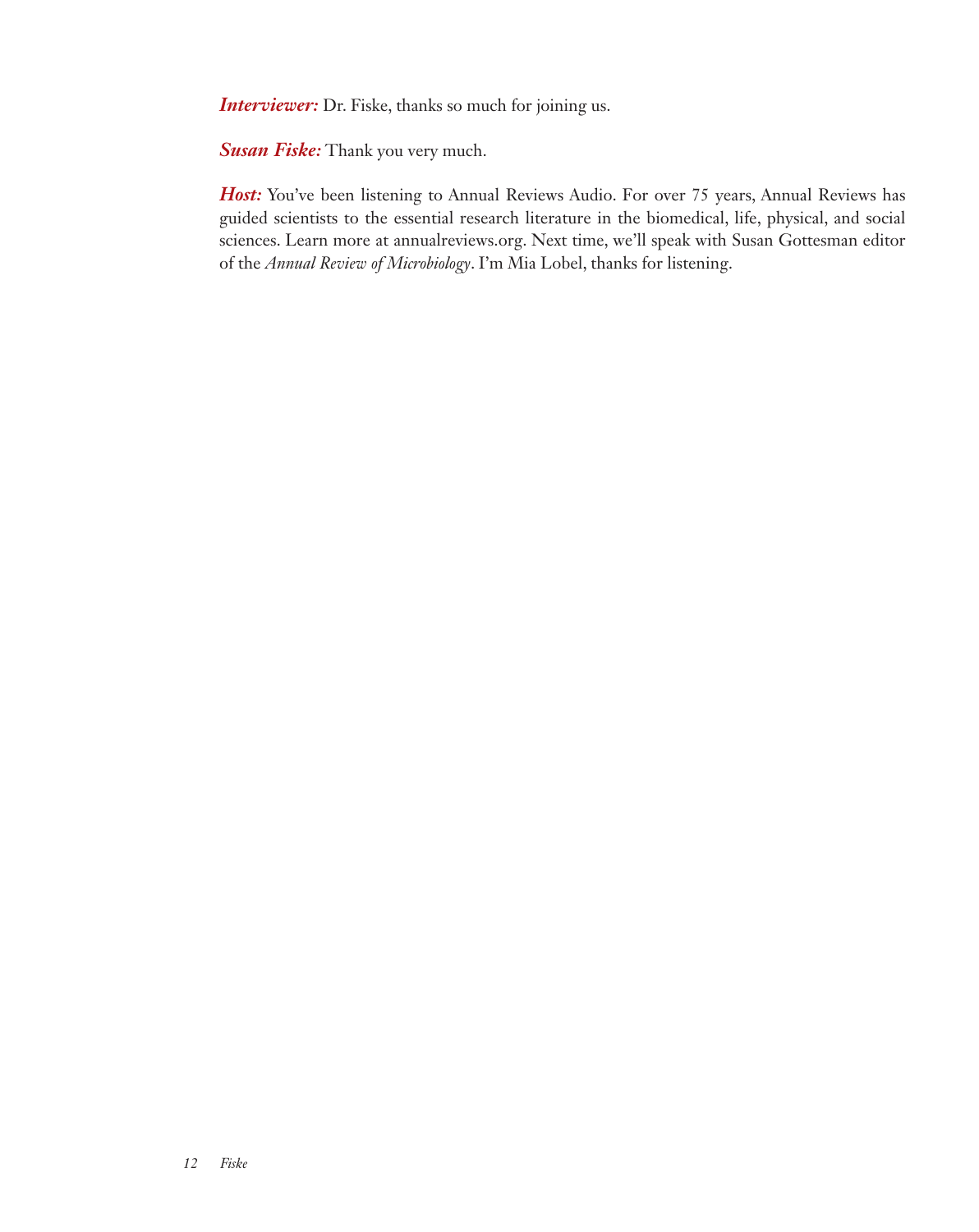***Interviewer:*** Dr. Fiske, thanks so much for joining us.

***Susan Fiske:*** Thank you very much.

***Host:*** You've been listening to Annual Reviews Audio. For over 75 years, Annual Reviews has guided scientists to the essential research literature in the biomedical, life, physical, and social sciences. Learn more at annualreviews.org. Next time, we'll speak with Susan Gottesman editor of the *Annual Review of Microbiology*. I'm Mia Lobel, thanks for listening.